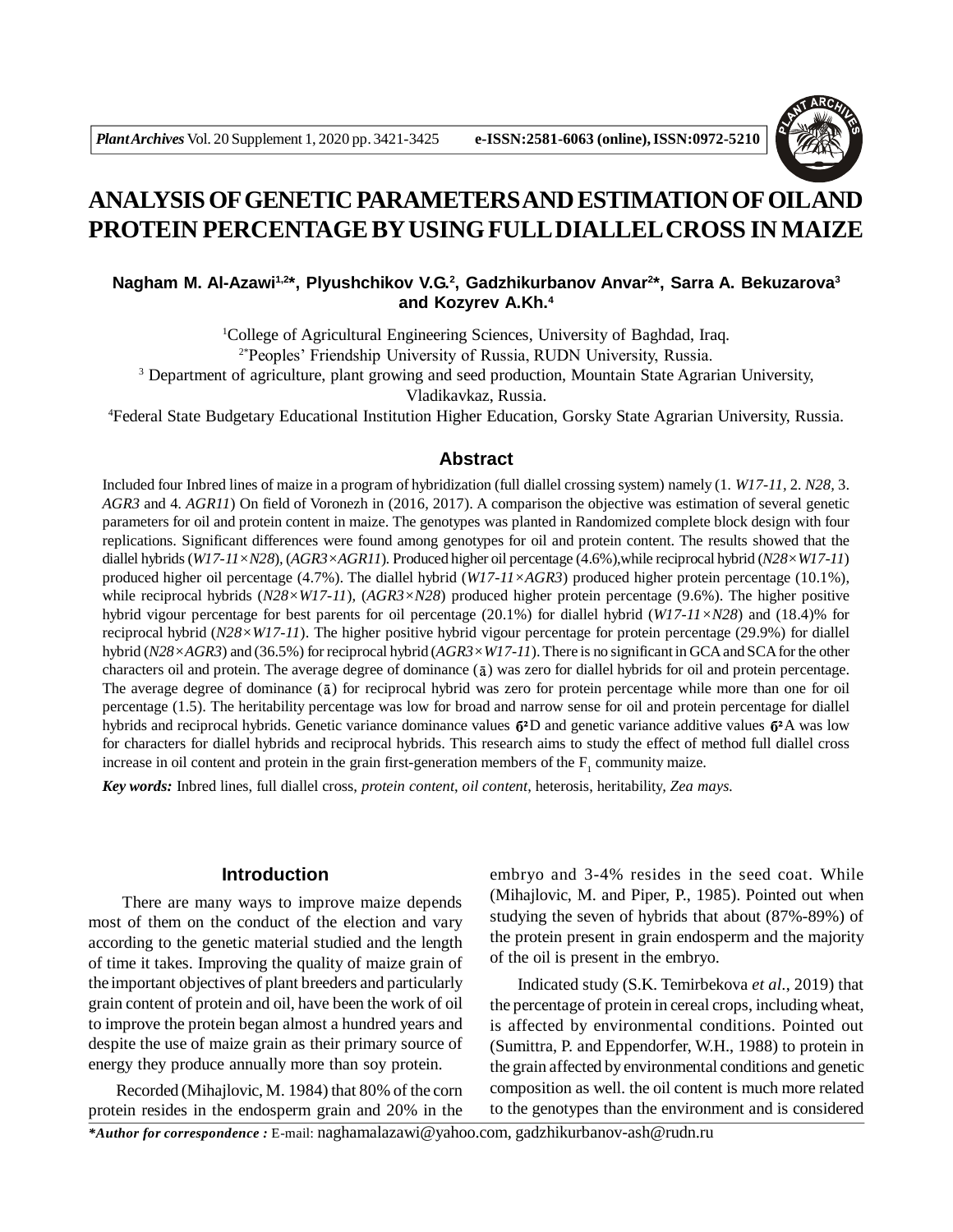# ANALYSIS OF GENETIC PARAMETERS AND ESTIMATION OF OIL AND PROTEIN PERCENTAGE BY USING FULL DIALLEL CROSS IN MAIZE

**Nagham M. Al-Azawi[1,2]\*, Plyushchikov V.G.[2], Gadzhikurbanov Anvar[2]\*, Sarra A. Bekuzarova[3] and Kozyrev A.Kh.[4]**

[1]College of Agricultural Engineering Sciences, University of Baghdad, Iraq.

[2\*]Peoples' Friendship University of Russia, RUDN University, Russia.

[3] Department of agriculture, plant growing and seed production, Mountain State Agrarian University, Vladikavkaz, Russia.

[4]Federal State Budgetary Educational Institution Higher Education, Gorsky State Agrarian University, Russia.

## Abstract

Included four Inbred lines of maize in a program of hybridization (full diallel crossing system) namely (1. *W17-11*, 2. *N28*, 3. *AGR3* and 4. *AGR11*) On field of Voronezh in (2016, 2017). A comparison the objective was estimation of several genetic parameters for oil and protein content in maize. The genotypes was planted in Randomized complete block design with four replications. Significant differences were found among genotypes for oil and protein content. The results showed that the diallel hybrids (*W17-11×N28*), (*AGR3×AGR11*). Produced higher oil percentage (4.6%),while reciprocal hybrid (*N28×W17-11*) produced higher oil percentage (4.7%). The diallel hybrid (*W17-11×AGR3*) produced higher protein percentage (10.1%), while reciprocal hybrids (*N28×W17-11*), (*AGR3×N28*) produced higher protein percentage (9.6%). The higher positive hybrid vigour percentage for best parents for oil percentage (20.1%) for diallel hybrid (*W17-11×N28*) and (18.4)% for reciprocal hybrid (*N28×W17-11*). The higher positive hybrid vigour percentage for protein percentage (29.9%) for diallel hybrid (*N28×AGR3*) and (36.5%) for reciprocal hybrid (*AGR3×W17-11*). There is no significant in GCA and SCA for the other characters oil and protein. The average degree of dominance ($\bar{a}$) was zero for diallel hybrids for oil and protein percentage. The average degree of dominance ($\bar{a}$) for reciprocal hybrid was zero for protein percentage while more than one for oil percentage (1.5). The heritability percentage was low for broad and narrow sense for oil and protein percentage for diallel hybrids and reciprocal hybrids. Genetic variance dominance values $\sigma^2$D and genetic variance additive values $\sigma^2$A was low for characters for diallel hybrids and reciprocal hybrids. This research aims to study the effect of method full diallel cross increase in oil content and protein in the grain first-generation members of the $F_1$ community maize.

***Key words:*** Inbred lines, full diallel cross, *protein content*, *oil content*, heterosis, heritability, *Zea mays.*

## Introduction

There are many ways to improve maize depends most of them on the conduct of the election and vary according to the genetic material studied and the length of time it takes. Improving the quality of maize grain of the important objectives of plant breeders and particularly grain content of protein and oil, have been the work of oil to improve the protein began almost a hundred years and despite the use of maize grain as their primary source of energy they produce annually more than soy protein.

Recorded (Mihajlovic, M. 1984) that 80% of the corn protein resides in the endosperm grain and 20% in the embryo and 3-4% resides in the seed coat. While (Mihajlovic, M. and Piper, P., 1985). Pointed out when studying the seven of hybrids that about (87%-89%) of the protein present in grain endosperm and the majority of the oil is present in the embryo.

Indicated study (S.K. Temirbekova *et al.*, 2019) that the percentage of protein in cereal crops, including wheat, is affected by environmental conditions. Pointed out (Sumittra, P. and Eppendorfer, W.H., 1988) to protein in the grain affected by environmental conditions and genetic composition as well. the oil content is much more related to the genotypes than the environment and is considered

***\*Author for correspondence :*** E-mail: naghamalazawi@yahoo.com, gadzhikurbanov-ash@rudn.ru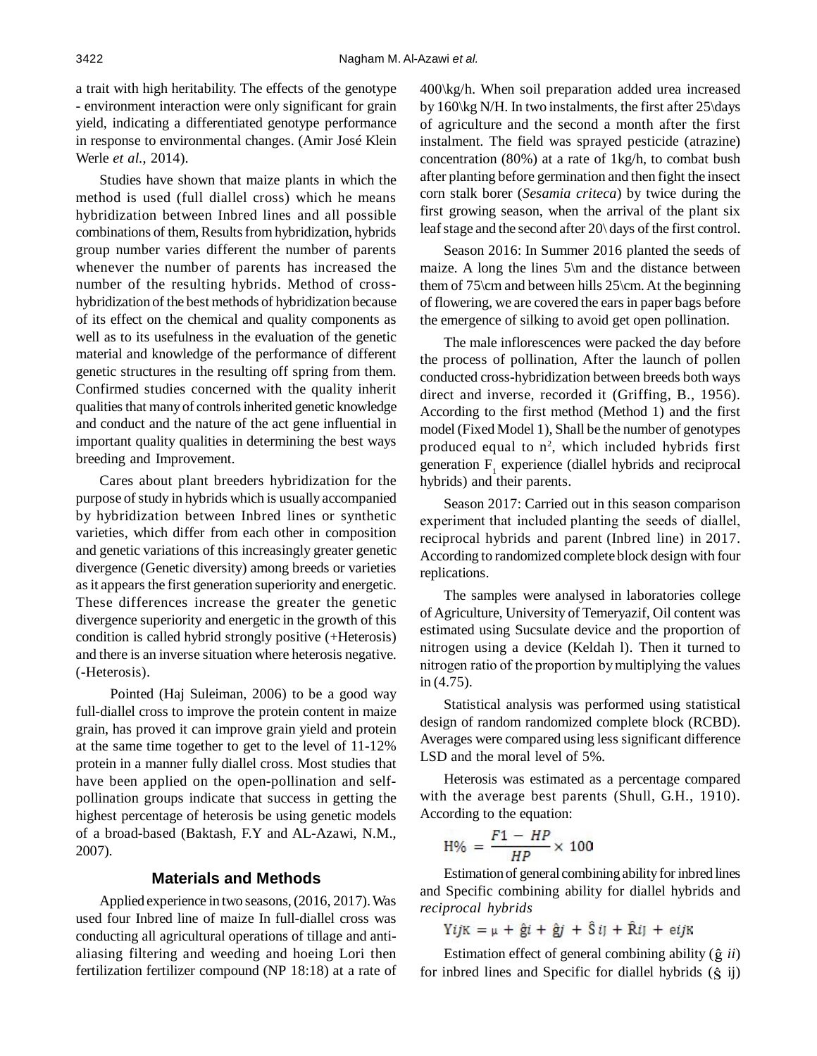a trait with high heritability. The effects of the genotype - environment interaction were only significant for grain yield, indicating a differentiated genotype performance in response to environmental changes. (Amir José Klein Werle *et al.*, 2014).

Studies have shown that maize plants in which the method is used (full diallel cross) which he means hybridization between Inbred lines and all possible combinations of them, Results from hybridization, hybrids group number varies different the number of parents whenever the number of parents has increased the number of the resulting hybrids. Method of cross-hybridization of the best methods of hybridization because of its effect on the chemical and quality components as well as to its usefulness in the evaluation of the genetic material and knowledge of the performance of different genetic structures in the resulting off spring from them. Confirmed studies concerned with the quality inherit qualities that many of controls inherited genetic knowledge and conduct and the nature of the act gene influential in important quality qualities in determining the best ways breeding and Improvement.

Cares about plant breeders hybridization for the purpose of study in hybrids which is usually accompanied by hybridization between Inbred lines or synthetic varieties, which differ from each other in composition and genetic variations of this increasingly greater genetic divergence (Genetic diversity) among breeds or varieties as it appears the first generation superiority and energetic. These differences increase the greater the genetic divergence superiority and energetic in the growth of this condition is called hybrid strongly positive (+Heterosis) and there is an inverse situation where heterosis negative. (-Heterosis).

Pointed (Haj Suleiman, 2006) to be a good way full-diallel cross to improve the protein content in maize grain, has proved it can improve grain yield and protein at the same time together to get to the level of 11-12% protein in a manner fully diallel cross. Most studies that have been applied on the open-pollination and self-pollination groups indicate that success in getting the highest percentage of heterosis be using genetic models of a broad-based (Baktash, F.Y and AL-Azawi, N.M., 2007).

## Materials and Methods

Applied experience in two seasons, (2016, 2017). Was used four Inbred line of maize In full-diallel cross was conducting all agricultural operations of tillage and anti-aliasing filtering and weeding and hoeing Lori then fertilization fertilizer compound (NP 18:18) at a rate of 400\kg/h. When soil preparation added urea increased by 160\kg N/H. In two instalments, the first after 25\days of agriculture and the second a month after the first instalment. The field was sprayed pesticide (atrazine) concentration (80%) at a rate of 1kg/h, to combat bush after planting before germination and then fight the insect corn stalk borer (*Sesamia criteca*) by twice during the first growing season, when the arrival of the plant six leaf stage and the second after 20\ days of the first control.

Season 2016: In Summer 2016 planted the seeds of maize. A long the lines 5\m and the distance between them of 75\cm and between hills 25\cm. At the beginning of flowering, we are covered the ears in paper bags before the emergence of silking to avoid get open pollination.

The male inflorescences were packed the day before the process of pollination, After the launch of pollen conducted cross-hybridization between breeds both ways direct and inverse, recorded it (Griffing, B., 1956). According to the first method (Method 1) and the first model (Fixed Model 1), Shall be the number of genotypes produced equal to $n^2$, which included hybrids first generation $F_1$ experience (diallel hybrids and reciprocal hybrids) and their parents.

Season 2017: Carried out in this season comparison experiment that included planting the seeds of diallel, reciprocal hybrids and parent (Inbred line) in 2017. According to randomized complete block design with four replications.

The samples were analysed in laboratories college of Agriculture, University of Temeryazif, Oil content was estimated using Sucsulate device and the proportion of nitrogen using a device (Keldah l). Then it turned to nitrogen ratio of the proportion by multiplying the values in (4.75).

Statistical analysis was performed using statistical design of random randomized complete block (RCBD). Averages were compared using less significant difference LSD and the moral level of 5%.

Heterosis was estimated as a percentage compared with the average best parents (Shull, G.H., 1910). According to the equation:

$$H\% = \frac{F1 - HP}{HP} \times 100$$

Estimation of general combining ability for inbred lines and Specific combining ability for diallel hybrids and *reciprocal hybrids*

$$Y_{ijK} = \mu + \hat{g}_i + \hat{g}_j + \hat{S}_{ij} + \hat{R}_{ij} + e_{ijK}$$

Estimation effect of general combining ability ($\hat{g}$ *ii*) for inbred lines and Specific for diallel hybrids ($\hat{s}$ ij)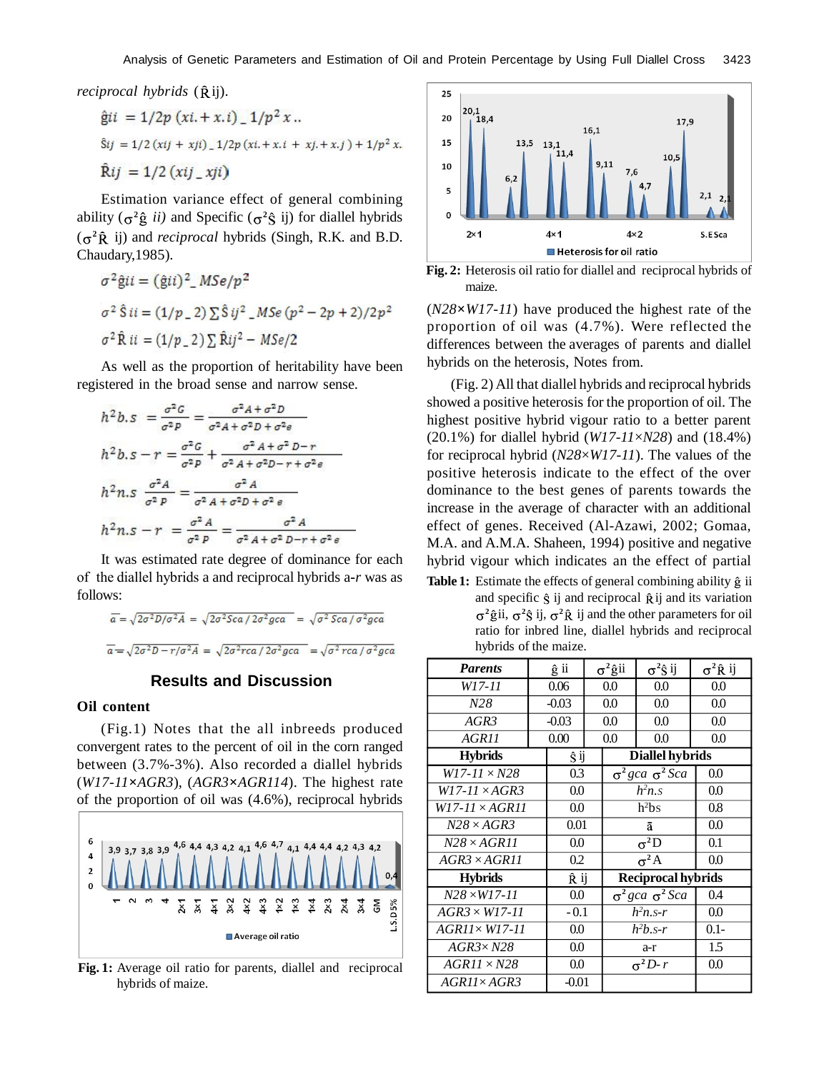*reciprocal hybrids* ($\hat{R}$ij).

$$\hat{g}ii = 1/2p\,(xi. + x.i)\_\,1/p^2\,x..$$

$$\hat{S}ij = 1/2\,(xij + xji)\_\,1/2p\,(xi. + x.i + xj. + x.j) + 1/p^2\,x.$$

$$\hat{R}ij = 1/2\,(xij\_\,xji)$$

Estimation variance effect of general combining ability ($\sigma^2\hat{g}$ *ii)* and Specific ($\sigma^2\hat{S}$ ij) for diallel hybrids ($\sigma^2\hat{R}$ ij) and *reciprocal* hybrids (Singh, R.K. and B.D. Chaudary,1985).

$$\sigma^2\hat{g}ii = (\hat{g}ii)^2\_\,MSe/p^2$$

$$\sigma^2\,\hat{S}\,ii = (1/p\_\,2)\sum\hat{S}\,ij^2\_\,MSe\,(p^2 - 2p + 2)/2p^2$$

$$\sigma^2\,\hat{R}\,ii = (1/p\_\,2)\sum\hat{R}ij^2 - MSe/2$$

As well as the proportion of heritability have been registered in the broad sense and narrow sense.

$$h^2b.s = \frac{\sigma^2G}{\sigma^2P} = \frac{\sigma^2A + \sigma^2D}{\sigma^2A + \sigma^2D + \sigma^2e}$$

$$h^2b.s - r = \frac{\sigma^2G}{\sigma^2P} + \frac{\sigma^2A + \sigma^2D - r}{\sigma^2A + \sigma^2D - r + \sigma^2e}$$

$$h^2n.s\ \frac{\sigma^2A}{\sigma^2P} = \frac{\sigma^2A}{\sigma^2A + \sigma^2D + \sigma^2e}$$

$$h^2n.s - r = \frac{\sigma^2A}{\sigma^2P} = \frac{\sigma^2A}{\sigma^2A + \sigma^2D - r + \sigma^2e}$$

It was estimated rate degree of dominance for each of the diallel hybrids a and reciprocal hybrids a-*r* was as follows:

$$\bar{a} = \sqrt{2\sigma^2D/\sigma^2A} = \sqrt{2\sigma^2Sca/2\sigma^2gca} = \sqrt{\sigma^2Sca/\sigma^2gca}$$

$$\bar{a} = \sqrt{2\sigma^2D - r/\sigma^2A} = \sqrt{2\sigma^2rca/2\sigma^2gca} = \sqrt{\sigma^2rca/\sigma^2gca}$$

## Results and Discussion

### Oil content

(Fig.1) Notes that the all inbreeds produced convergent rates to the percent of oil in the corn ranged between (3.7%-3%). Also recorded a diallel hybrids (*W17-11×AGR3*), (*AGR3×AGR114*). The highest rate of the proportion of oil was (4.6%), reciprocal hybrids (*N28×W17-11*) have produced the highest rate of the proportion of oil was (4.7%). Were reflected the differences between the averages of parents and diallel hybrids on the heterosis, Notes from.

**Fig. 1:** Average oil ratio for parents, diallel and reciprocal hybrids of maize.

(Fig. 2) All that diallel hybrids and reciprocal hybrids showed a positive heterosis for the proportion of oil. The highest positive hybrid vigour ratio to a better parent (20.1%) for diallel hybrid (*W17-11×N28*) and (18.4%) for reciprocal hybrid (*N28×W17-11*). The values of the positive heterosis indicate to the effect of the over dominance to the best genes of parents towards the increase in the average of character with an additional effect of genes. Received (Al-Azawi, 2002; Gomaa, M.A. and A.M.A. Shaheen, 1994) positive and negative hybrid vigour which indicates an the effect of partial

**Fig. 2:** Heterosis oil ratio for diallel and reciprocal hybrids of maize.

**Table 1:** Estimate the effects of general combining ability $\hat{g}$ ii and specific $\hat{s}$ ij and reciprocal $\hat{R}$ij and its variation $\sigma^2\hat{g}$ii, $\sigma^2\hat{s}$ ij, $\sigma^2\hat{R}$ ij and the other parameters for oil ratio for inbred line, diallel hybrids and reciprocal hybrids of the maize.

| *Parents* | $\hat{g}$ ii | $\sigma^2\hat{g}$ii | $\sigma^2\hat{s}$ ij | $\sigma^2\hat{R}$ ij |
|---|---|---|---|---|
| *W17-11* | 0.06 | 0.0 | 0.0 | 0.0 |
| *N28* | -0.03 | 0.0 | 0.0 | 0.0 |
| *AGR3* | -0.03 | 0.0 | 0.0 | 0.0 |
| *AGR11* | 0.00 | 0.0 | 0.0 | 0.0 |
| **Hybrids** | $\hat{s}$ ij | **Diallel hybrids** | | |
| *W17-11 × N28* | 0.3 | $\sigma^2gca\ \sigma^2Sca$ | 0.0 | |
| *W17-11 × AGR3* | 0.0 | $h^2n.s$ | 0.0 | |
| *W17-11 × AGR11* | 0.0 | $h^2bs$ | 0.8 | |
| *N28 × AGR3* | 0.01 | $\bar{a}$ | 0.0 | |
| *N28 × AGR11* | 0.0 | $\sigma^2D$ | 0.1 | |
| *AGR3 × AGR11* | 0.2 | $\sigma^2A$ | 0.0 | |
| **Hybrids** | $\hat{R}$ ij | **Reciprocal hybrids** | | |
| *N28 ×W17-11* | 0.0 | $\sigma^2gca\ \sigma^2Sca$ | 0.4 | |
| *AGR3 × W17-11* | - 0.1 | $h^2n.s\text{-}r$ | 0.0 | |
| *AGR11× W17-11* | 0.0 | $h^2b.s\text{-}r$ | 0.1- | |
| *AGR3× N28* | 0.0 | a-r | 1.5 | |
| *AGR11 × N28* | 0.0 | $\sigma^2D\text{-}r$ | 0.0 | |
| *AGR11× AGR3* | -0.01 | | | |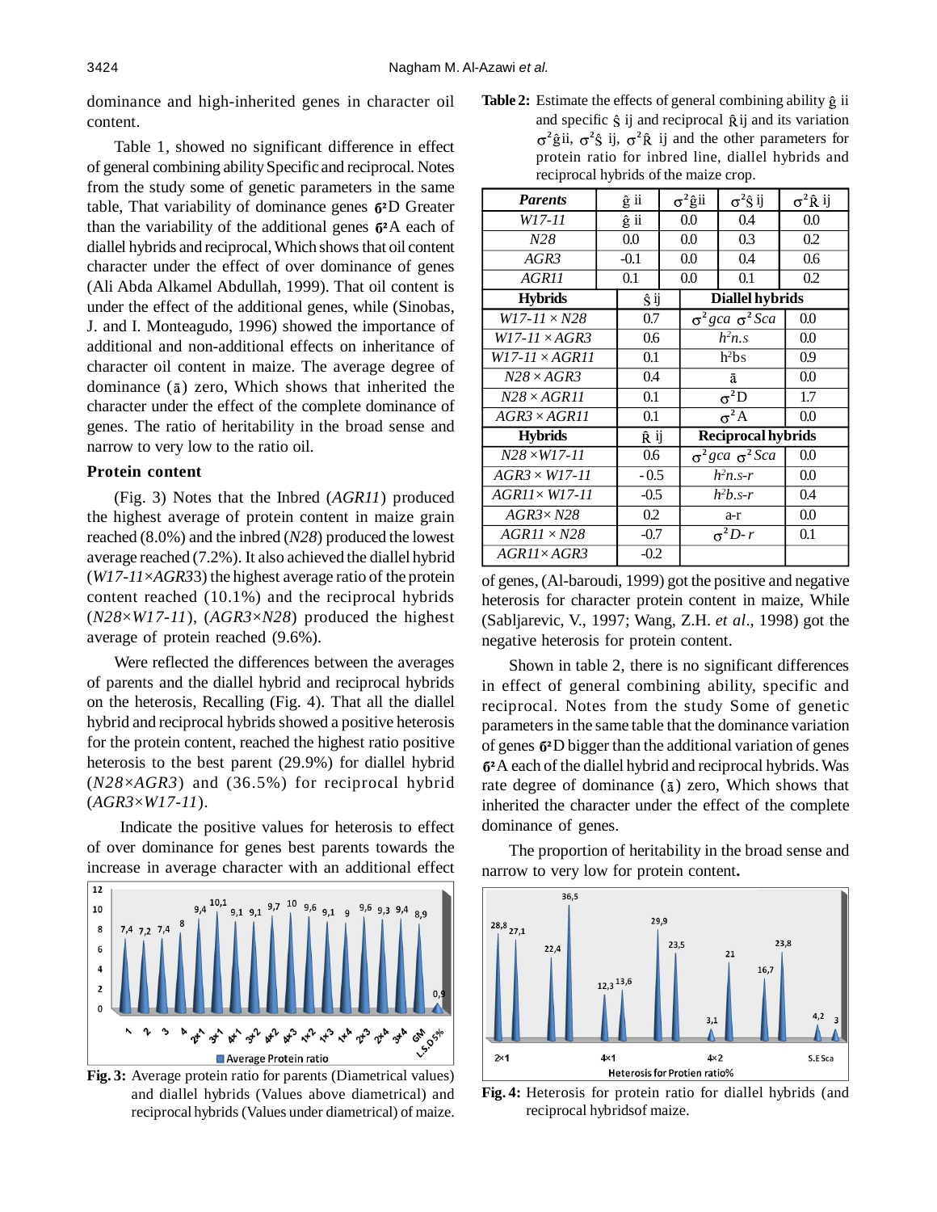dominance and high-inherited genes in character oil content.

Table 1, showed no significant difference in effect of general combining ability Specific and reciprocal. Notes from the study some of genetic parameters in the same table, That variability of dominance genes $\sigma^2$D Greater than the variability of the additional genes $\sigma^2$A each of diallel hybrids and reciprocal, Which shows that oil content character under the effect of over dominance of genes (Ali Abda Alkamel Abdullah, 1999). That oil content is under the effect of the additional genes, while (Sinobas, J. and I. Monteagudo, 1996) showed the importance of additional and non-additional effects on inheritance of character oil content in maize. The average degree of dominance ($\bar{a}$) zero, Which shows that inherited the character under the effect of the complete dominance of genes. The ratio of heritability in the broad sense and narrow to very low to the ratio oil.

### Protein content

(Fig. 3) Notes that the Inbred (*AGR11*) produced the highest average of protein content in maize grain reached (8.0%) and the inbred (*N28*) produced the lowest average reached (7.2%). It also achieved the diallel hybrid (*W17-11×AGR3*3) the highest average ratio of the protein content reached (10.1%) and the reciprocal hybrids (*N28×W17-11*), (*AGR3×N28*) produced the highest average of protein reached (9.6%).

Were reflected the differences between the averages of parents and the diallel hybrid and reciprocal hybrids on the heterosis, Recalling (Fig. 4). That all the diallel hybrid and reciprocal hybrids showed a positive heterosis for the protein content, reached the highest ratio positive heterosis to the best parent (29.9%) for diallel hybrid (*N28×AGR3*) and (36.5%) for reciprocal hybrid (*AGR3×W17-11*).

Indicate the positive values for heterosis to effect of over dominance for genes best parents towards the increase in average character with an additional effect

**Fig. 3:** Average protein ratio for parents (Diametrical values) and diallel hybrids (Values above diametrical) and reciprocal hybrids (Values under diametrical) of maize.

**Table 2:** Estimate the effects of general combining ability $\hat{g}$ ii and specific $\hat{S}$ ij and reciprocal $\hat{R}$ij and its variation $\sigma^2\hat{g}$ii, $\sigma^2\hat{S}$ ij, $\sigma^2\hat{R}$ ij and the other parameters for protein ratio for inbred line, diallel hybrids and reciprocal hybrids of the maize crop.

| *Parents* | $\hat{g}$ ii | $\sigma^2\hat{g}$ii | $\sigma^2\hat{S}$ ij | $\sigma^2\hat{R}$ ij |
|---|---|---|---|---|
| *W17-11* | $\hat{g}$ ii | 0.0 | 0.4 | 0.0 |
| *N28* | 0.0 | 0.0 | 0.3 | 0.2 |
| *AGR3* | -0.1 | 0.0 | 0.4 | 0.6 |
| *AGR11* | 0.1 | 0.0 | 0.1 | 0.2 |
| **Hybrids** | $\hat{S}$ ij | **Diallel hybrids** | | |
| *W17-11 × N28* | 0.7 | $\sigma^2 gca$ $\sigma^2 Sca$ | | 0.0 |
| *W17-11 × AGR3* | 0.6 | $h^2n.s$ | | 0.0 |
| *W17-11 × AGR11* | 0.1 | $h^2bs$ | | 0.9 |
| *N28 × AGR3* | 0.4 | $\bar{a}$ | | 0.0 |
| *N28 × AGR11* | 0.1 | $\sigma^2$D | | 1.7 |
| *AGR3 × AGR11* | 0.1 | $\sigma^2$A | | 0.0 |
| **Hybrids** | $\hat{R}$ ij | **Reciprocal hybrids** | | |
| *N28 ×W17-11* | 0.6 | $\sigma^2 gca$ $\sigma^2 Sca$ | | 0.0 |
| *AGR3 × W17-11* | - 0.5 | $h^2n.s$-r | | 0.0 |
| *AGR11× W17-11* | -0.5 | $h^2b.s$-r | | 0.4 |
| *AGR3× N28* | 0.2 | a-r | | 0.0 |
| *AGR11 × N28* | -0.7 | $\sigma^2 D$- r | | 0.1 |
| *AGR11× AGR3* | -0.2 | | | |

of genes, (Al-baroudi, 1999) got the positive and negative heterosis for character protein content in maize, While (Sabljarevic, V., 1997; Wang, Z.H. *et al*., 1998) got the negative heterosis for protein content.

Shown in table 2, there is no significant differences in effect of general combining ability, specific and reciprocal. Notes from the study Some of genetic parameters in the same table that the dominance variation of genes $\sigma^2$D bigger than the additional variation of genes $\sigma^2$A each of the diallel hybrid and reciprocal hybrids. Was rate degree of dominance ($\bar{a}$) zero, Which shows that inherited the character under the effect of the complete dominance of genes.

The proportion of heritability in the broad sense and narrow to very low for protein content**.**

**Fig. 4:** Heterosis for protein ratio for diallel hybrids (and reciprocal hybridsof maize.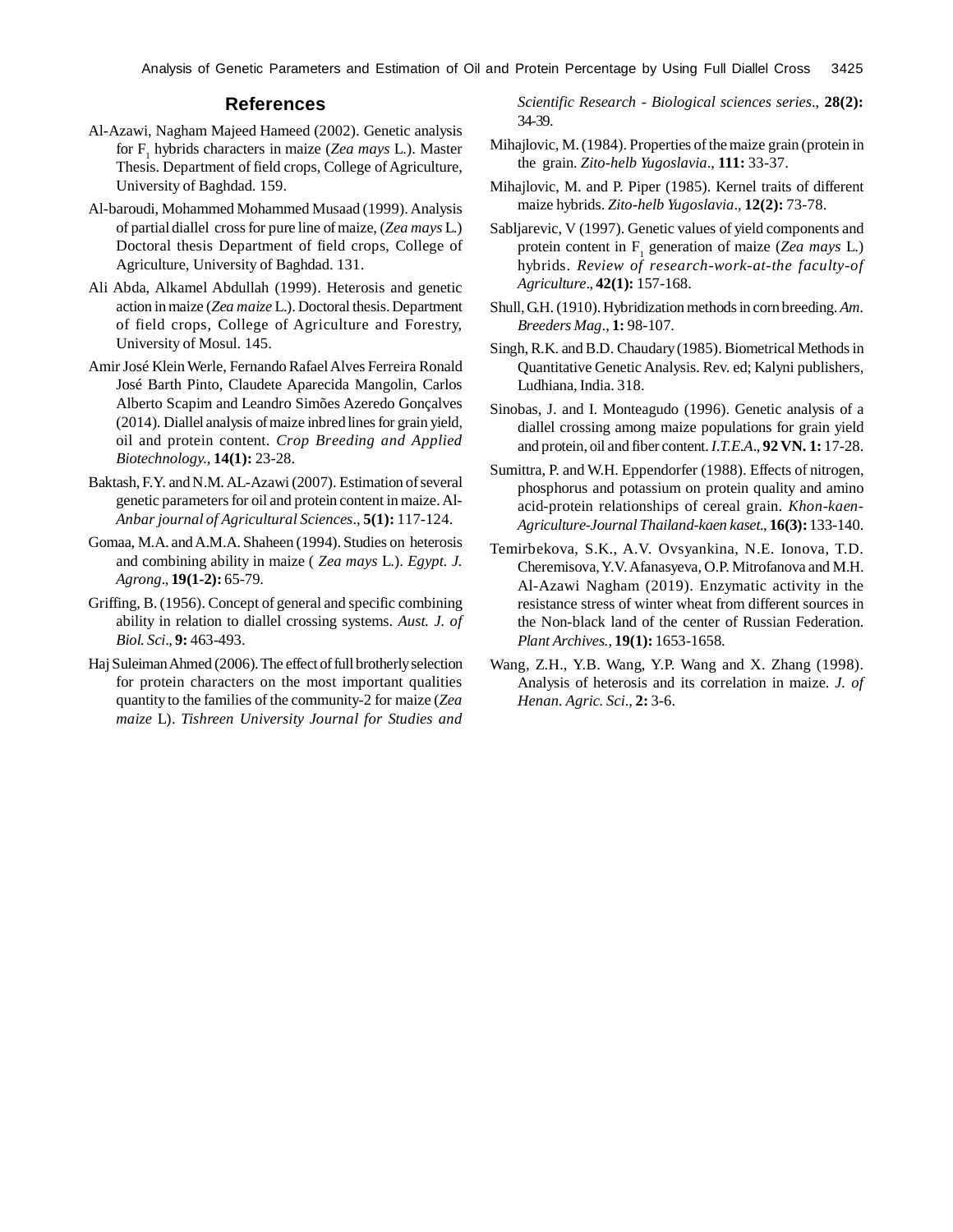## References

Al-Azawi, Nagham Majeed Hameed (2002). Genetic analysis for $F_1$ hybrids characters in maize (*Zea mays* L.). Master Thesis. Department of field crops, College of Agriculture, University of Baghdad. 159.

Al-baroudi, Mohammed Mohammed Musaad (1999). Analysis of partial diallel cross for pure line of maize, (*Zea mays* L.) Doctoral thesis Department of field crops, College of Agriculture, University of Baghdad. 131.

Ali Abda, Alkamel Abdullah (1999). Heterosis and genetic action in maize (*Zea maize* L.). Doctoral thesis. Department of field crops, College of Agriculture and Forestry, University of Mosul. 145.

Amir José Klein Werle, Fernando Rafael Alves Ferreira Ronald José Barth Pinto, Claudete Aparecida Mangolin, Carlos Alberto Scapim and Leandro Simões Azeredo Gonçalves (2014). Diallel analysis of maize inbred lines for grain yield, oil and protein content. *Crop Breeding and Applied Biotechnology.*, **14(1):** 23-28.

Baktash, F.Y. and N.M. AL-Azawi (2007). Estimation of several genetic parameters for oil and protein content in maize. *Al-Anbar journal of Agricultural Sciences*., **5(1):** 117-124.

Gomaa, M.A. and A.M.A. Shaheen (1994). Studies on heterosis and combining ability in maize ( *Zea mays* L.). *Egypt. J. Agrong*., **19(1-2):** 65-79.

Griffing, B. (1956). Concept of general and specific combining ability in relation to diallel crossing systems. *Aust. J. of Biol. Sci*., **9:** 463-493.

Haj Suleiman Ahmed (2006). The effect of full brotherly selection for protein characters on the most important qualities quantity to the families of the community-2 for maize (*Zea maize* L). *Tishreen University Journal for Studies and Scientific Research - Biological sciences series*., **28(2):** 34-39.

Mihajlovic, M. (1984). Properties of the maize grain (protein in the grain. *Zito-helb Yugoslavia*., **111:** 33-37.

Mihajlovic, M. and P. Piper (1985). Kernel traits of different maize hybrids. *Zito-helb Yugoslavia*., **12(2):** 73-78.

Sabljarevic, V (1997). Genetic values of yield components and protein content in $F_1$ generation of maize (*Zea mays* L.) hybrids. *Review of research-work-at-the faculty-of Agriculture*., **42(1):** 157-168.

Shull, G.H. (1910). Hybridization methods in corn breeding. *Am. Breeders Mag*., **1:** 98-107.

Singh, R.K. and B.D. Chaudary (1985). Biometrical Methods in Quantitative Genetic Analysis. Rev. ed; Kalyni publishers, Ludhiana, India. 318.

Sinobas, J. and I. Monteagudo (1996). Genetic analysis of a diallel crossing among maize populations for grain yield and protein, oil and fiber content. *I.T.E.A*., **92 VN. 1:** 17-28.

Sumittra, P. and W.H. Eppendorfer (1988). Effects of nitrogen, phosphorus and potassium on protein quality and amino acid-protein relationships of cereal grain. *Khon-kaen-Agriculture-Journal Thailand-kaen kaset*., **16(3):** 133-140.

Temirbekova, S.K., A.V. Ovsyankina, N.E. Ionova, T.D. Cheremisova, Y.V. Afanasyeva, O.P. Mitrofanova and M.H. Al-Azawi Nagham (2019). Enzymatic activity in the resistance stress of winter wheat from different sources in the Non-black land of the center of Russian Federation. *Plant Archives.*, **19(1):** 1653-1658.

Wang, Z.H., Y.B. Wang, Y.P. Wang and X. Zhang (1998). Analysis of heterosis and its correlation in maize. *J. of Henan. Agric. Sci*., **2:** 3-6.